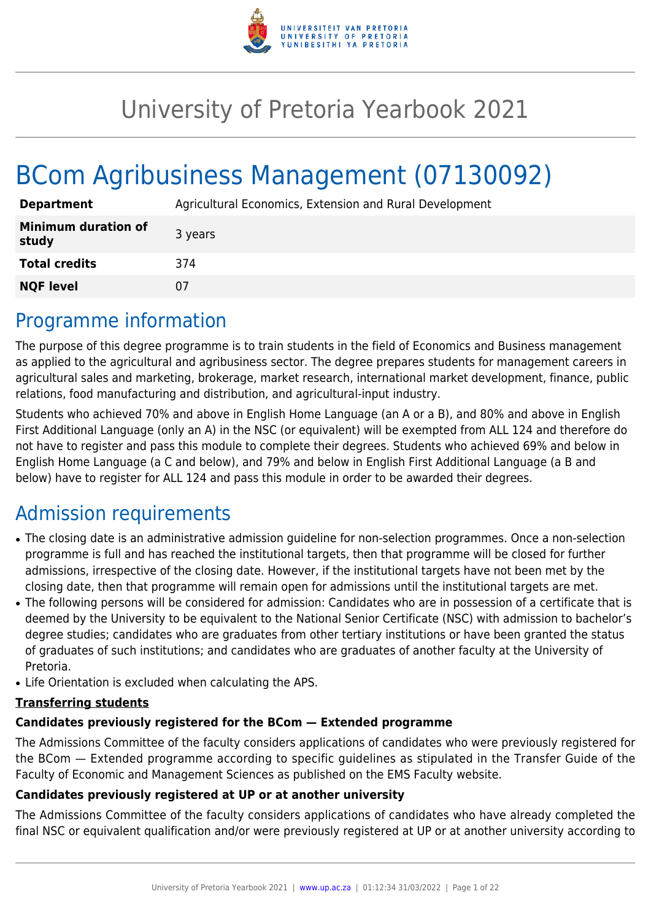# University of Pretoria Yearbook 2021

# BCom Agribusiness Management (07130092)

| | |
|---|---|
| **Department** | Agricultural Economics, Extension and Rural Development |
| **Minimum duration of study** | 3 years |
| **Total credits** | 374 |
| **NQF level** | 07 |

## Programme information

The purpose of this degree programme is to train students in the field of Economics and Business management as applied to the agricultural and agribusiness sector. The degree prepares students for management careers in agricultural sales and marketing, brokerage, market research, international market development, finance, public relations, food manufacturing and distribution, and agricultural-input industry.

Students who achieved 70% and above in English Home Language (an A or a B), and 80% and above in English First Additional Language (only an A) in the NSC (or equivalent) will be exempted from ALL 124 and therefore do not have to register and pass this module to complete their degrees. Students who achieved 69% and below in English Home Language (a C and below), and 79% and below in English First Additional Language (a B and below) have to register for ALL 124 and pass this module in order to be awarded their degrees.

## Admission requirements

- The closing date is an administrative admission guideline for non-selection programmes. Once a non-selection programme is full and has reached the institutional targets, then that programme will be closed for further admissions, irrespective of the closing date. However, if the institutional targets have not been met by the closing date, then that programme will remain open for admissions until the institutional targets are met.
- The following persons will be considered for admission: Candidates who are in possession of a certificate that is deemed by the University to be equivalent to the National Senior Certificate (NSC) with admission to bachelor's degree studies; candidates who are graduates from other tertiary institutions or have been granted the status of graduates of such institutions; and candidates who are graduates of another faculty at the University of Pretoria.
- Life Orientation is excluded when calculating the APS.

**Transferring students**

**Candidates previously registered for the BCom — Extended programme**

The Admissions Committee of the faculty considers applications of candidates who were previously registered for the BCom — Extended programme according to specific guidelines as stipulated in the Transfer Guide of the Faculty of Economic and Management Sciences as published on the EMS Faculty website.

**Candidates previously registered at UP or at another university**

The Admissions Committee of the faculty considers applications of candidates who have already completed the final NSC or equivalent qualification and/or were previously registered at UP or at another university according to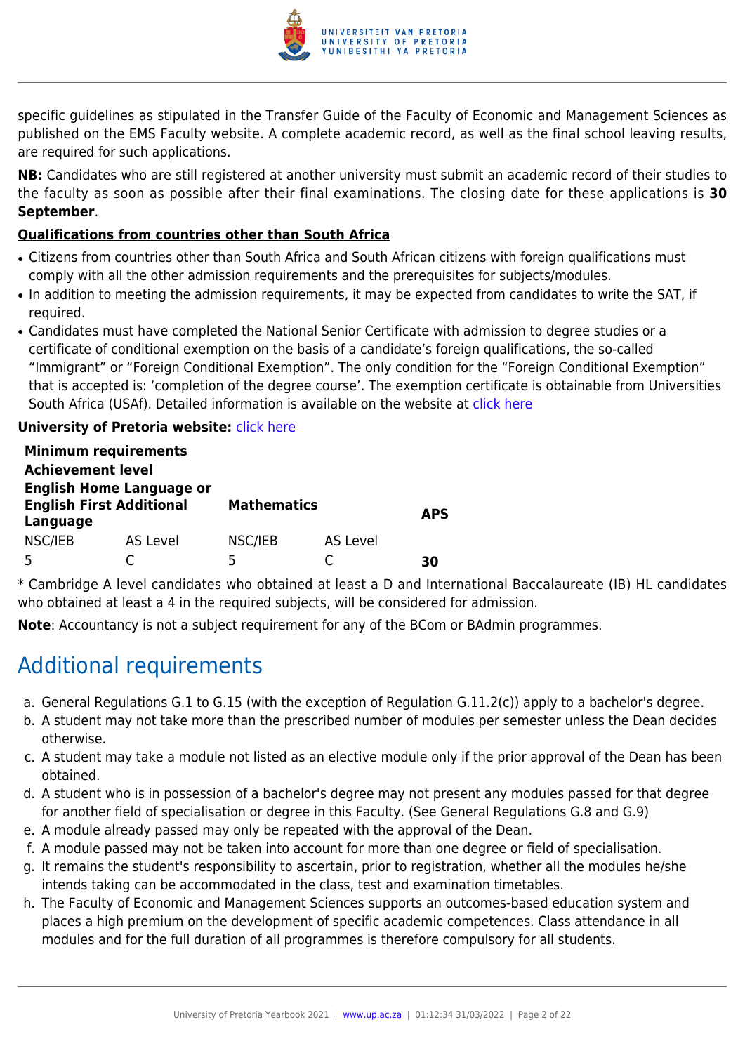specific guidelines as stipulated in the Transfer Guide of the Faculty of Economic and Management Sciences as published on the EMS Faculty website. A complete academic record, as well as the final school leaving results, are required for such applications.

**NB:** Candidates who are still registered at another university must submit an academic record of their studies to the faculty as soon as possible after their final examinations. The closing date for these applications is **30 September**.

**Qualifications from countries other than South Africa**

- Citizens from countries other than South Africa and South African citizens with foreign qualifications must comply with all the other admission requirements and the prerequisites for subjects/modules.
- In addition to meeting the admission requirements, it may be expected from candidates to write the SAT, if required.
- Candidates must have completed the National Senior Certificate with admission to degree studies or a certificate of conditional exemption on the basis of a candidate's foreign qualifications, the so-called "Immigrant" or "Foreign Conditional Exemption". The only condition for the "Foreign Conditional Exemption" that is accepted is: 'completion of the degree course'. The exemption certificate is obtainable from Universities South Africa (USAf). Detailed information is available on the website at click here

**University of Pretoria website:** click here

| **Minimum requirements**<br>**Achievement level**<br>**English Home Language or English First Additional Language** | | **Mathematics** | | **APS** |
|---|---|---|---|---|
| NSC/IEB | AS Level | NSC/IEB | AS Level | |
| 5 | C | 5 | C | **30** |

* Cambridge A level candidates who obtained at least a D and International Baccalaureate (IB) HL candidates who obtained at least a 4 in the required subjects, will be considered for admission.

**Note**: Accountancy is not a subject requirement for any of the BCom or BAdmin programmes.

# Additional requirements

a. General Regulations G.1 to G.15 (with the exception of Regulation G.11.2(c)) apply to a bachelor's degree.
b. A student may not take more than the prescribed number of modules per semester unless the Dean decides otherwise.
c. A student may take a module not listed as an elective module only if the prior approval of the Dean has been obtained.
d. A student who is in possession of a bachelor's degree may not present any modules passed for that degree for another field of specialisation or degree in this Faculty. (See General Regulations G.8 and G.9)
e. A module already passed may only be repeated with the approval of the Dean.
f. A module passed may not be taken into account for more than one degree or field of specialisation.
g. It remains the student's responsibility to ascertain, prior to registration, whether all the modules he/she intends taking can be accommodated in the class, test and examination timetables.
h. The Faculty of Economic and Management Sciences supports an outcomes-based education system and places a high premium on the development of specific academic competences. Class attendance in all modules and for the full duration of all programmes is therefore compulsory for all students.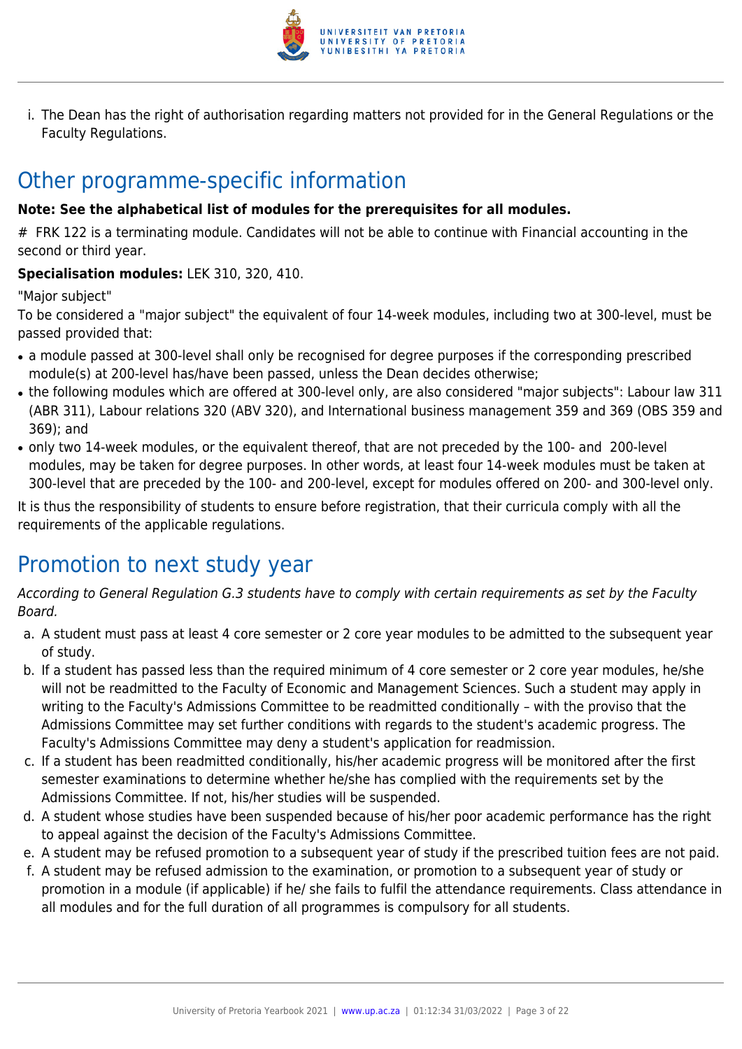i. The Dean has the right of authorisation regarding matters not provided for in the General Regulations or the Faculty Regulations.

## Other programme-specific information

**Note: See the alphabetical list of modules for the prerequisites for all modules.**

# FRK 122 is a terminating module. Candidates will not be able to continue with Financial accounting in the second or third year.

**Specialisation modules:** LEK 310, 320, 410.

"Major subject"

To be considered a "major subject" the equivalent of four 14-week modules, including two at 300-level, must be passed provided that:

- a module passed at 300-level shall only be recognised for degree purposes if the corresponding prescribed module(s) at 200-level has/have been passed, unless the Dean decides otherwise;
- the following modules which are offered at 300-level only, are also considered "major subjects": Labour law 311 (ABR 311), Labour relations 320 (ABV 320), and International business management 359 and 369 (OBS 359 and 369); and
- only two 14-week modules, or the equivalent thereof, that are not preceded by the 100- and 200-level modules, may be taken for degree purposes. In other words, at least four 14-week modules must be taken at 300-level that are preceded by the 100- and 200-level, except for modules offered on 200- and 300-level only.

It is thus the responsibility of students to ensure before registration, that their curricula comply with all the requirements of the applicable regulations.

## Promotion to next study year

*According to General Regulation G.3 students have to comply with certain requirements as set by the Faculty Board.*

a. A student must pass at least 4 core semester or 2 core year modules to be admitted to the subsequent year of study.
b. If a student has passed less than the required minimum of 4 core semester or 2 core year modules, he/she will not be readmitted to the Faculty of Economic and Management Sciences. Such a student may apply in writing to the Faculty's Admissions Committee to be readmitted conditionally – with the proviso that the Admissions Committee may set further conditions with regards to the student's academic progress. The Faculty's Admissions Committee may deny a student's application for readmission.
c. If a student has been readmitted conditionally, his/her academic progress will be monitored after the first semester examinations to determine whether he/she has complied with the requirements set by the Admissions Committee. If not, his/her studies will be suspended.
d. A student whose studies have been suspended because of his/her poor academic performance has the right to appeal against the decision of the Faculty's Admissions Committee.
e. A student may be refused promotion to a subsequent year of study if the prescribed tuition fees are not paid.
f. A student may be refused admission to the examination, or promotion to a subsequent year of study or promotion in a module (if applicable) if he/ she fails to fulfil the attendance requirements. Class attendance in all modules and for the full duration of all programmes is compulsory for all students.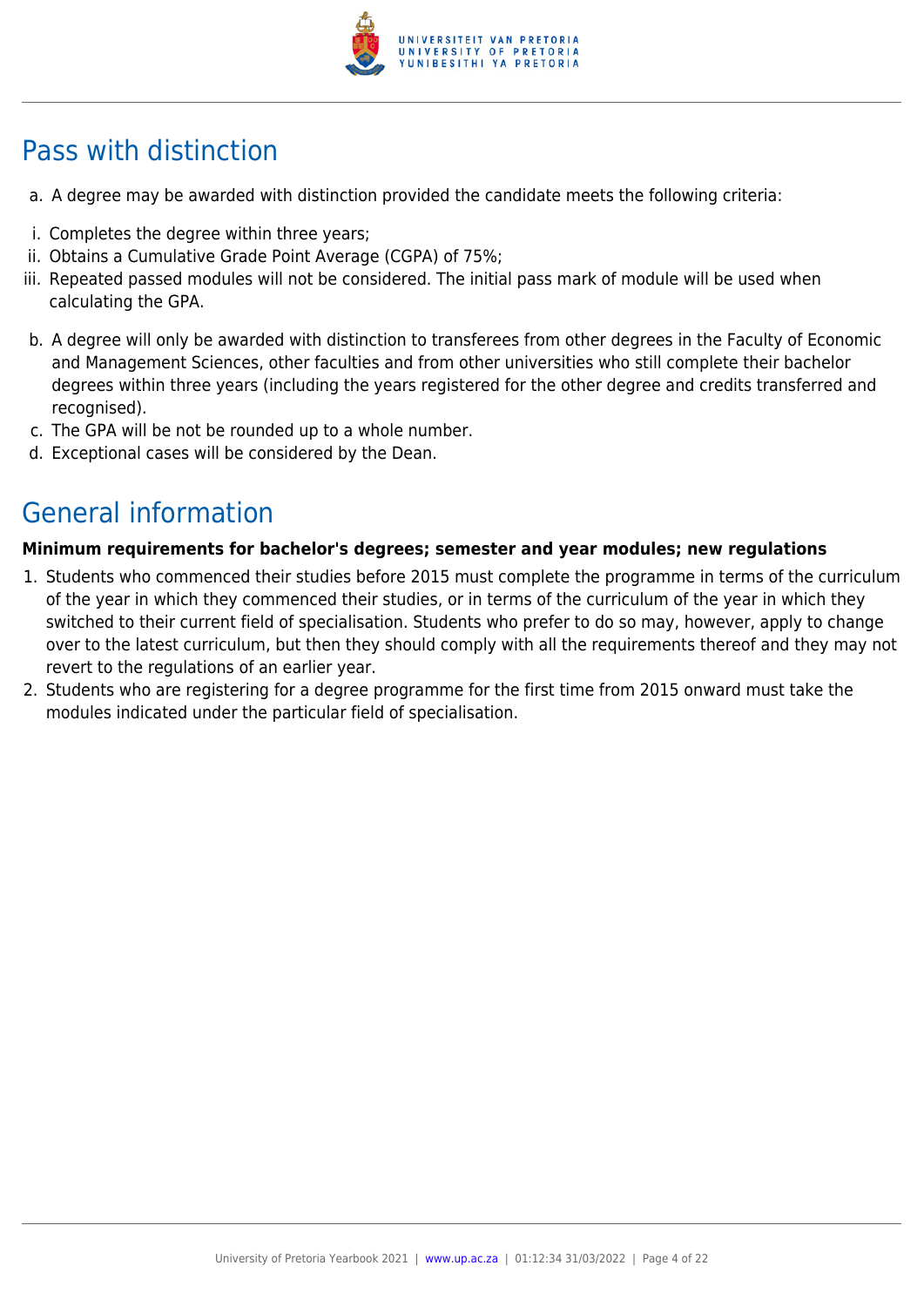## Pass with distinction

a. A degree may be awarded with distinction provided the candidate meets the following criteria:

i. Completes the degree within three years;
ii. Obtains a Cumulative Grade Point Average (CGPA) of 75%;
iii. Repeated passed modules will not be considered. The initial pass mark of module will be used when calculating the GPA.

b. A degree will only be awarded with distinction to transferees from other degrees in the Faculty of Economic and Management Sciences, other faculties and from other universities who still complete their bachelor degrees within three years (including the years registered for the other degree and credits transferred and recognised).
c. The GPA will be not be rounded up to a whole number.
d. Exceptional cases will be considered by the Dean.

## General information

**Minimum requirements for bachelor's degrees; semester and year modules; new regulations**

1. Students who commenced their studies before 2015 must complete the programme in terms of the curriculum of the year in which they commenced their studies, or in terms of the curriculum of the year in which they switched to their current field of specialisation. Students who prefer to do so may, however, apply to change over to the latest curriculum, but then they should comply with all the requirements thereof and they may not revert to the regulations of an earlier year.
2. Students who are registering for a degree programme for the first time from 2015 onward must take the modules indicated under the particular field of specialisation.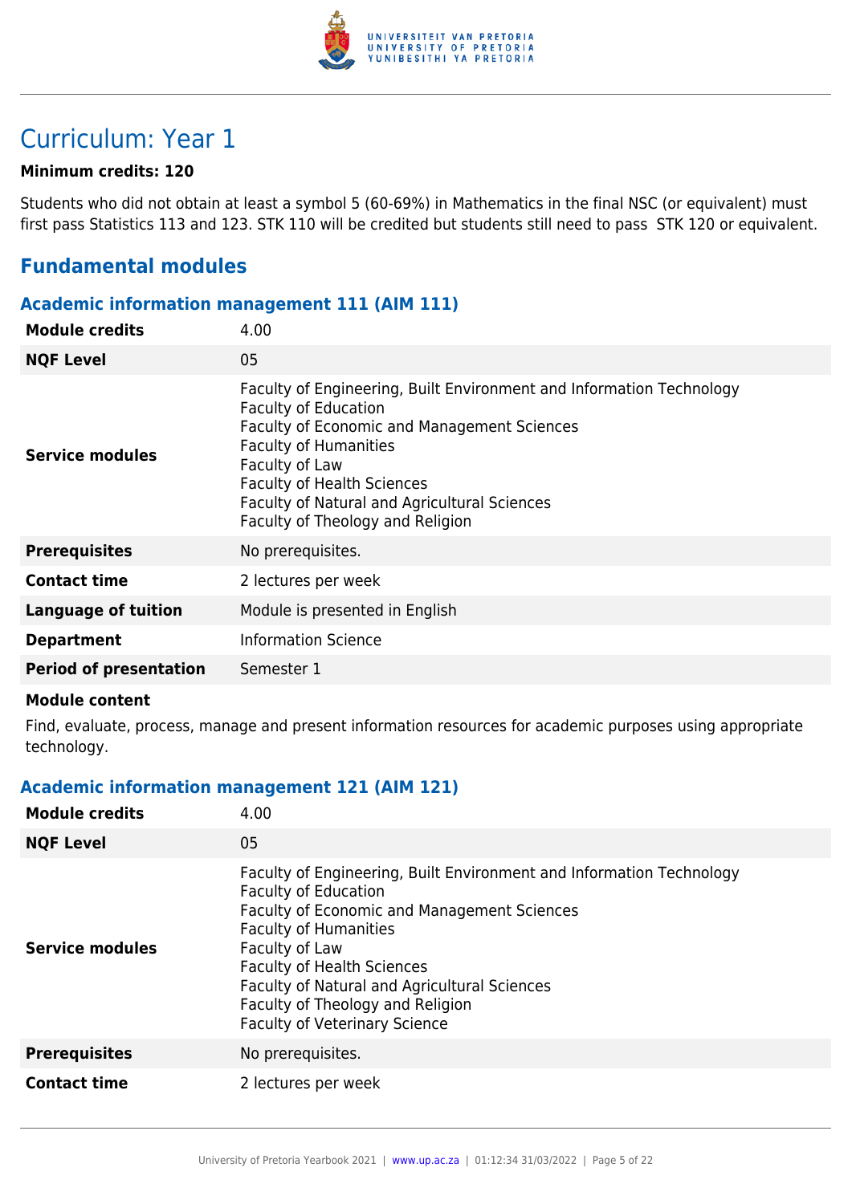# Curriculum: Year 1

**Minimum credits: 120**

Students who did not obtain at least a symbol 5 (60-69%) in Mathematics in the final NSC (or equivalent) must first pass Statistics 113 and 123. STK 110 will be credited but students still need to pass STK 120 or equivalent.

## Fundamental modules

### Academic information management 111 (AIM 111)

| | |
|---|---|
| **Module credits** | 4.00 |
| **NQF Level** | 05 |
| **Service modules** | Faculty of Engineering, Built Environment and Information Technology<br>Faculty of Education<br>Faculty of Economic and Management Sciences<br>Faculty of Humanities<br>Faculty of Law<br>Faculty of Health Sciences<br>Faculty of Natural and Agricultural Sciences<br>Faculty of Theology and Religion |
| **Prerequisites** | No prerequisites. |
| **Contact time** | 2 lectures per week |
| **Language of tuition** | Module is presented in English |
| **Department** | Information Science |
| **Period of presentation** | Semester 1 |

**Module content**

Find, evaluate, process, manage and present information resources for academic purposes using appropriate technology.

### Academic information management 121 (AIM 121)

| | |
|---|---|
| **Module credits** | 4.00 |
| **NQF Level** | 05 |
| **Service modules** | Faculty of Engineering, Built Environment and Information Technology<br>Faculty of Education<br>Faculty of Economic and Management Sciences<br>Faculty of Humanities<br>Faculty of Law<br>Faculty of Health Sciences<br>Faculty of Natural and Agricultural Sciences<br>Faculty of Theology and Religion<br>Faculty of Veterinary Science |
| **Prerequisites** | No prerequisites. |
| **Contact time** | 2 lectures per week |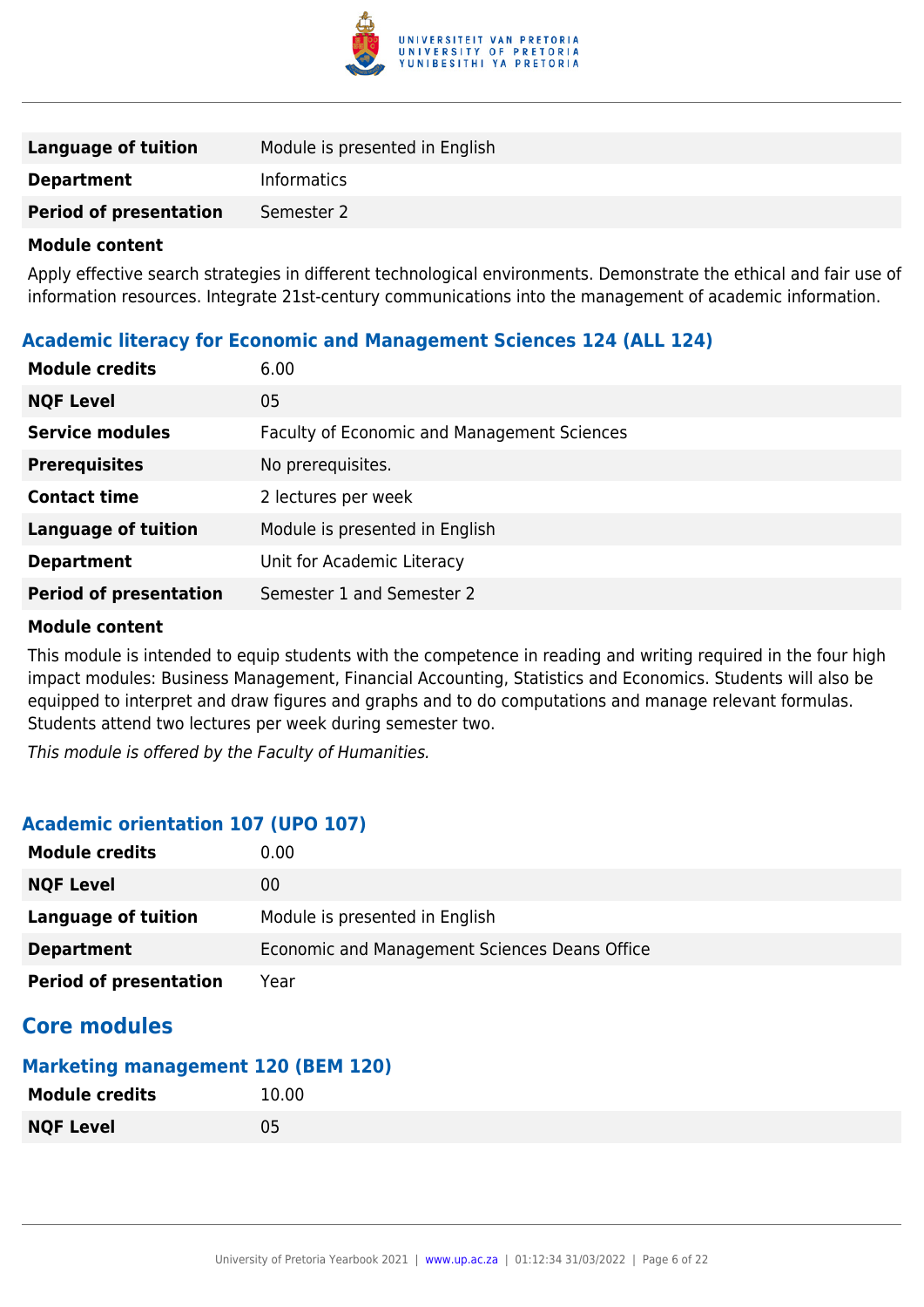| | |
|---|---|
| **Language of tuition** | Module is presented in English |
| **Department** | Informatics |
| **Period of presentation** | Semester 2 |

**Module content**

Apply effective search strategies in different technological environments. Demonstrate the ethical and fair use of information resources. Integrate 21st-century communications into the management of academic information.

### Academic literacy for Economic and Management Sciences 124 (ALL 124)

| | |
|---|---|
| **Module credits** | 6.00 |
| **NQF Level** | 05 |
| **Service modules** | Faculty of Economic and Management Sciences |
| **Prerequisites** | No prerequisites. |
| **Contact time** | 2 lectures per week |
| **Language of tuition** | Module is presented in English |
| **Department** | Unit for Academic Literacy |
| **Period of presentation** | Semester 1 and Semester 2 |

**Module content**

This module is intended to equip students with the competence in reading and writing required in the four high impact modules: Business Management, Financial Accounting, Statistics and Economics. Students will also be equipped to interpret and draw figures and graphs and to do computations and manage relevant formulas. Students attend two lectures per week during semester two.

*This module is offered by the Faculty of Humanities.*

### Academic orientation 107 (UPO 107)

| | |
|---|---|
| **Module credits** | 0.00 |
| **NQF Level** | 00 |
| **Language of tuition** | Module is presented in English |
| **Department** | Economic and Management Sciences Deans Office |
| **Period of presentation** | Year |

## Core modules

### Marketing management 120 (BEM 120)

| | |
|---|---|
| **Module credits** | 10.00 |
| **NQF Level** | 05 |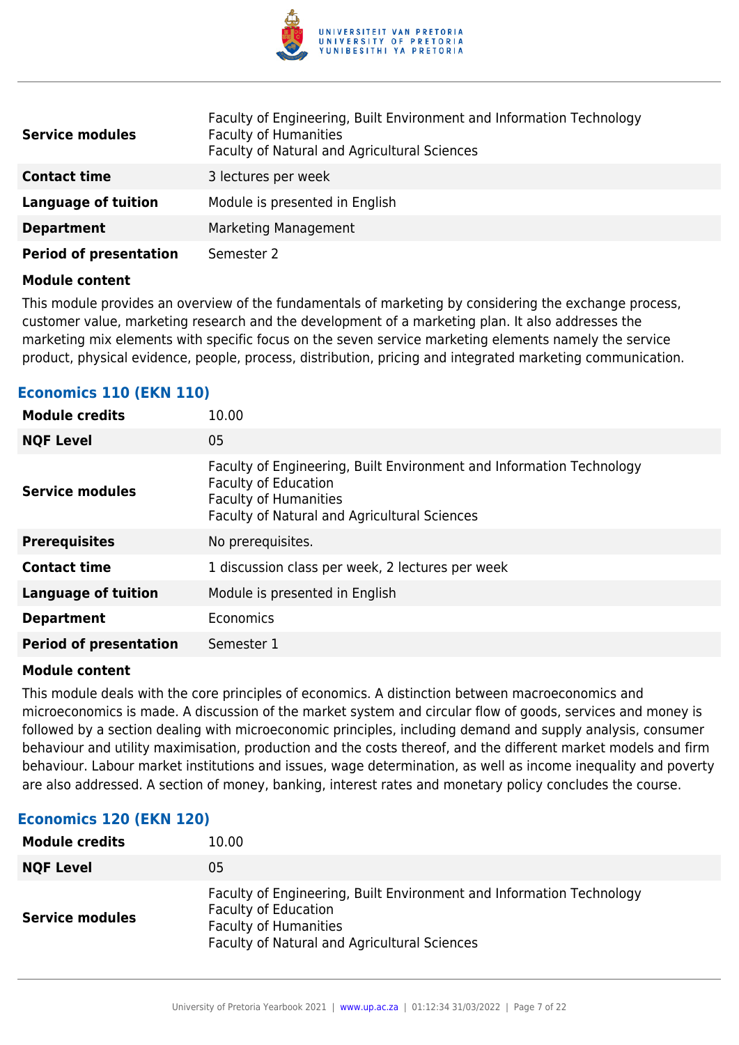| | |
|---|---|
| **Service modules** | Faculty of Engineering, Built Environment and Information Technology<br>Faculty of Humanities<br>Faculty of Natural and Agricultural Sciences |
| **Contact time** | 3 lectures per week |
| **Language of tuition** | Module is presented in English |
| **Department** | Marketing Management |
| **Period of presentation** | Semester 2 |

**Module content**

This module provides an overview of the fundamentals of marketing by considering the exchange process, customer value, marketing research and the development of a marketing plan. It also addresses the marketing mix elements with specific focus on the seven service marketing elements namely the service product, physical evidence, people, process, distribution, pricing and integrated marketing communication.

### Economics 110 (EKN 110)

| | |
|---|---|
| **Module credits** | 10.00 |
| **NQF Level** | 05 |
| **Service modules** | Faculty of Engineering, Built Environment and Information Technology<br>Faculty of Education<br>Faculty of Humanities<br>Faculty of Natural and Agricultural Sciences |
| **Prerequisites** | No prerequisites. |
| **Contact time** | 1 discussion class per week, 2 lectures per week |
| **Language of tuition** | Module is presented in English |
| **Department** | Economics |
| **Period of presentation** | Semester 1 |

**Module content**

This module deals with the core principles of economics. A distinction between macroeconomics and microeconomics is made. A discussion of the market system and circular flow of goods, services and money is followed by a section dealing with microeconomic principles, including demand and supply analysis, consumer behaviour and utility maximisation, production and the costs thereof, and the different market models and firm behaviour. Labour market institutions and issues, wage determination, as well as income inequality and poverty are also addressed. A section of money, banking, interest rates and monetary policy concludes the course.

### Economics 120 (EKN 120)

| | |
|---|---|
| **Module credits** | 10.00 |
| **NQF Level** | 05 |
| **Service modules** | Faculty of Engineering, Built Environment and Information Technology<br>Faculty of Education<br>Faculty of Humanities<br>Faculty of Natural and Agricultural Sciences |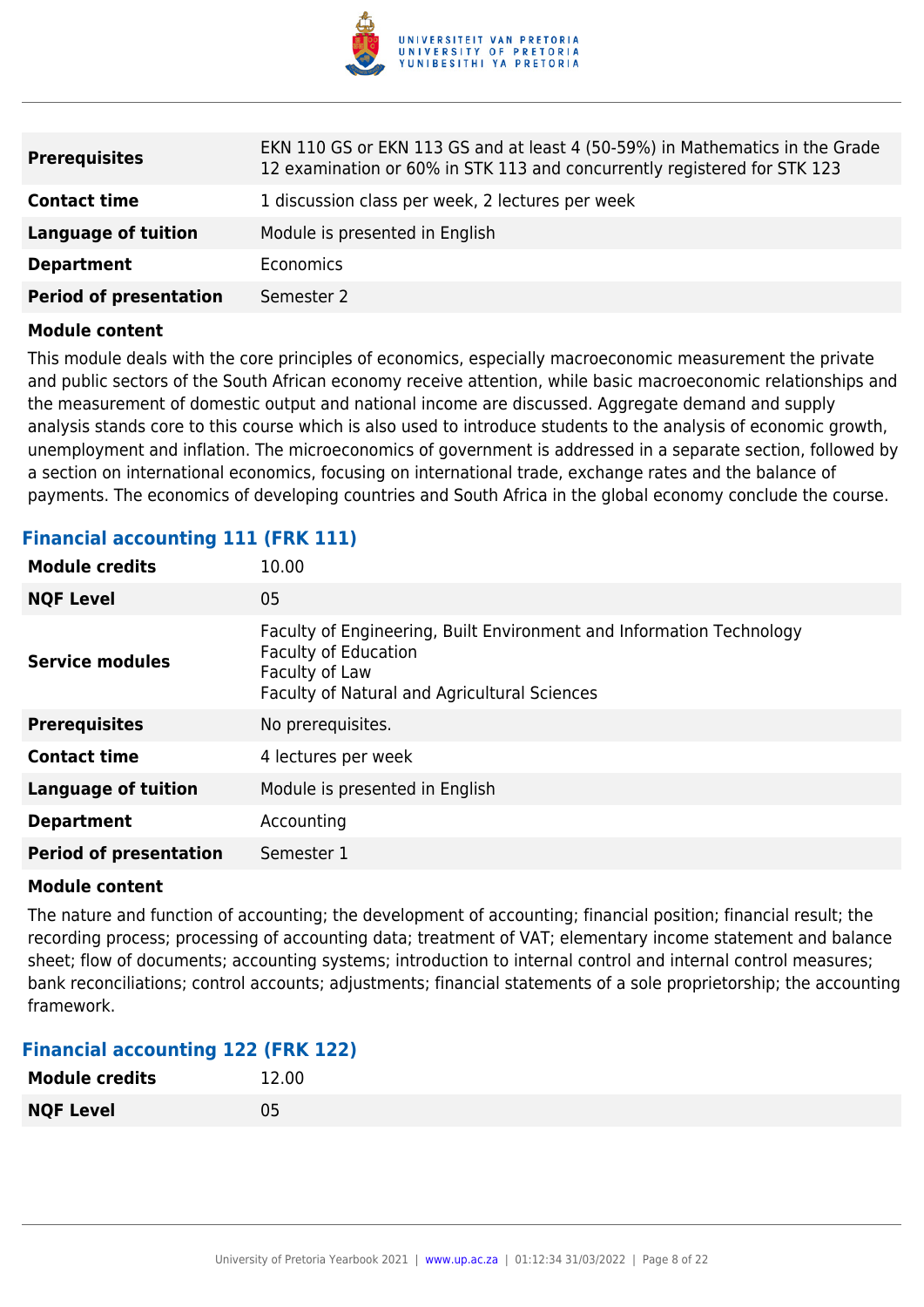| | |
|---|---|
| **Prerequisites** | EKN 110 GS or EKN 113 GS and at least 4 (50-59%) in Mathematics in the Grade 12 examination or 60% in STK 113 and concurrently registered for STK 123 |
| **Contact time** | 1 discussion class per week, 2 lectures per week |
| **Language of tuition** | Module is presented in English |
| **Department** | Economics |
| **Period of presentation** | Semester 2 |

**Module content**

This module deals with the core principles of economics, especially macroeconomic measurement the private and public sectors of the South African economy receive attention, while basic macroeconomic relationships and the measurement of domestic output and national income are discussed. Aggregate demand and supply analysis stands core to this course which is also used to introduce students to the analysis of economic growth, unemployment and inflation. The microeconomics of government is addressed in a separate section, followed by a section on international economics, focusing on international trade, exchange rates and the balance of payments. The economics of developing countries and South Africa in the global economy conclude the course.

### Financial accounting 111 (FRK 111)

| | |
|---|---|
| **Module credits** | 10.00 |
| **NQF Level** | 05 |
| **Service modules** | Faculty of Engineering, Built Environment and Information Technology<br>Faculty of Education<br>Faculty of Law<br>Faculty of Natural and Agricultural Sciences |
| **Prerequisites** | No prerequisites. |
| **Contact time** | 4 lectures per week |
| **Language of tuition** | Module is presented in English |
| **Department** | Accounting |
| **Period of presentation** | Semester 1 |

**Module content**

The nature and function of accounting; the development of accounting; financial position; financial result; the recording process; processing of accounting data; treatment of VAT; elementary income statement and balance sheet; flow of documents; accounting systems; introduction to internal control and internal control measures; bank reconciliations; control accounts; adjustments; financial statements of a sole proprietorship; the accounting framework.

### Financial accounting 122 (FRK 122)

| | |
|---|---|
| **Module credits** | 12.00 |
| **NQF Level** | 05 |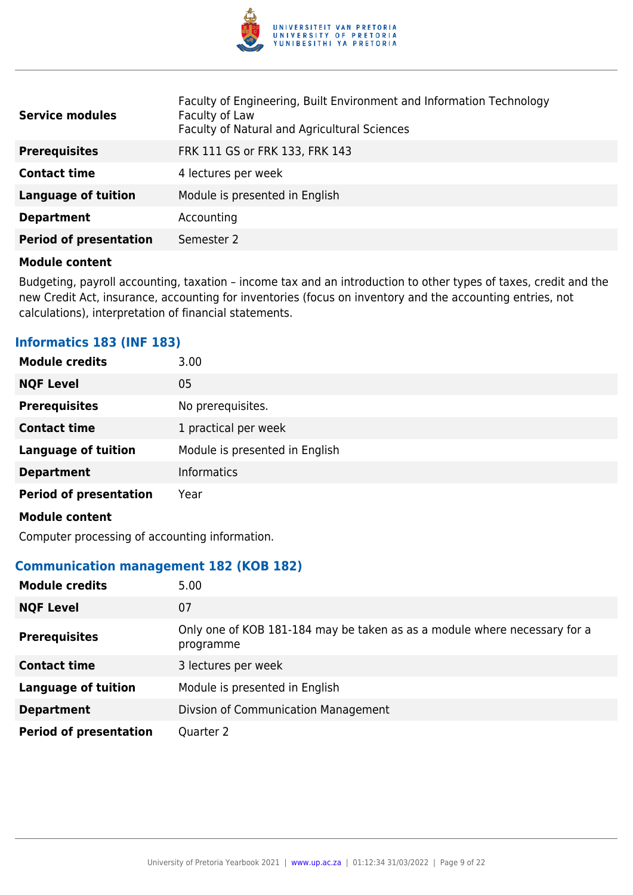| | |
|---|---|
| **Service modules** | Faculty of Engineering, Built Environment and Information Technology<br>Faculty of Law<br>Faculty of Natural and Agricultural Sciences |
| **Prerequisites** | FRK 111 GS or FRK 133, FRK 143 |
| **Contact time** | 4 lectures per week |
| **Language of tuition** | Module is presented in English |
| **Department** | Accounting |
| **Period of presentation** | Semester 2 |

**Module content**

Budgeting, payroll accounting, taxation – income tax and an introduction to other types of taxes, credit and the new Credit Act, insurance, accounting for inventories (focus on inventory and the accounting entries, not calculations), interpretation of financial statements.

### Informatics 183 (INF 183)

| | |
|---|---|
| **Module credits** | 3.00 |
| **NQF Level** | 05 |
| **Prerequisites** | No prerequisites. |
| **Contact time** | 1 practical per week |
| **Language of tuition** | Module is presented in English |
| **Department** | Informatics |
| **Period of presentation** | Year |

**Module content**

Computer processing of accounting information.

### Communication management 182 (KOB 182)

| | |
|---|---|
| **Module credits** | 5.00 |
| **NQF Level** | 07 |
| **Prerequisites** | Only one of KOB 181-184 may be taken as as a module where necessary for a programme |
| **Contact time** | 3 lectures per week |
| **Language of tuition** | Module is presented in English |
| **Department** | Divsion of Communication Management |
| **Period of presentation** | Quarter 2 |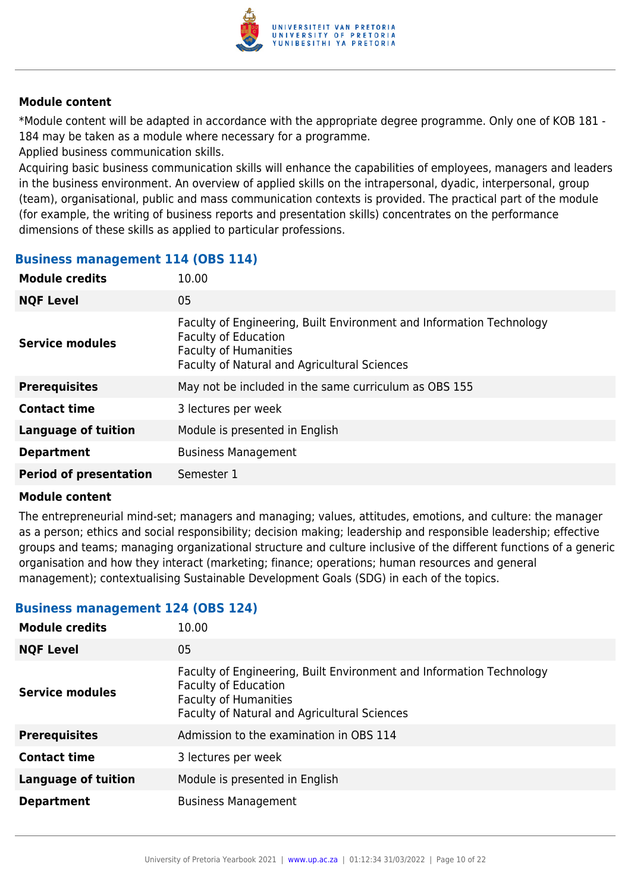#### Module content

*Module content will be adapted in accordance with the appropriate degree programme. Only one of KOB 181 - 184 may be taken as a module where necessary for a programme.

Applied business communication skills.

Acquiring basic business communication skills will enhance the capabilities of employees, managers and leaders in the business environment. An overview of applied skills on the intrapersonal, dyadic, interpersonal, group (team), organisational, public and mass communication contexts is provided. The practical part of the module (for example, the writing of business reports and presentation skills) concentrates on the performance dimensions of these skills as applied to particular professions.

### Business management 114 (OBS 114)

| | |
|---|---|
| **Module credits** | 10.00 |
| **NQF Level** | 05 |
| **Service modules** | Faculty of Engineering, Built Environment and Information Technology<br>Faculty of Education<br>Faculty of Humanities<br>Faculty of Natural and Agricultural Sciences |
| **Prerequisites** | May not be included in the same curriculum as OBS 155 |
| **Contact time** | 3 lectures per week |
| **Language of tuition** | Module is presented in English |
| **Department** | Business Management |
| **Period of presentation** | Semester 1 |

#### Module content

The entrepreneurial mind-set; managers and managing; values, attitudes, emotions, and culture: the manager as a person; ethics and social responsibility; decision making; leadership and responsible leadership; effective groups and teams; managing organizational structure and culture inclusive of the different functions of a generic organisation and how they interact (marketing; finance; operations; human resources and general management); contextualising Sustainable Development Goals (SDG) in each of the topics.

### Business management 124 (OBS 124)

| | |
|---|---|
| **Module credits** | 10.00 |
| **NQF Level** | 05 |
| **Service modules** | Faculty of Engineering, Built Environment and Information Technology<br>Faculty of Education<br>Faculty of Humanities<br>Faculty of Natural and Agricultural Sciences |
| **Prerequisites** | Admission to the examination in OBS 114 |
| **Contact time** | 3 lectures per week |
| **Language of tuition** | Module is presented in English |
| **Department** | Business Management |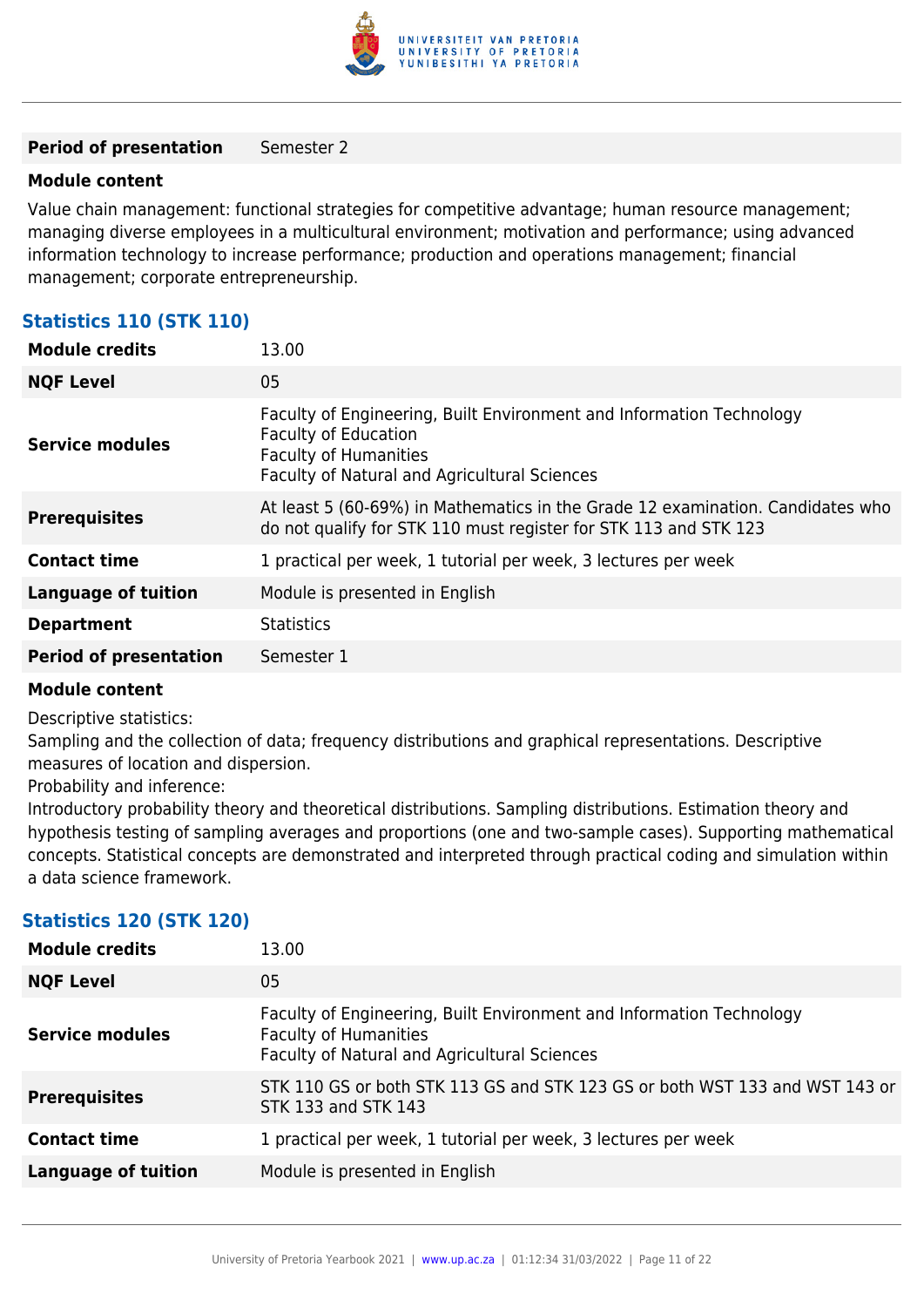| | |
|---|---|
| **Period of presentation** | Semester 2 |

**Module content**

Value chain management: functional strategies for competitive advantage; human resource management; managing diverse employees in a multicultural environment; motivation and performance; using advanced information technology to increase performance; production and operations management; financial management; corporate entrepreneurship.

### Statistics 110 (STK 110)

| | |
|---|---|
| **Module credits** | 13.00 |
| **NQF Level** | 05 |
| **Service modules** | Faculty of Engineering, Built Environment and Information Technology<br>Faculty of Education<br>Faculty of Humanities<br>Faculty of Natural and Agricultural Sciences |
| **Prerequisites** | At least 5 (60-69%) in Mathematics in the Grade 12 examination. Candidates who do not qualify for STK 110 must register for STK 113 and STK 123 |
| **Contact time** | 1 practical per week, 1 tutorial per week, 3 lectures per week |
| **Language of tuition** | Module is presented in English |
| **Department** | Statistics |
| **Period of presentation** | Semester 1 |

**Module content**

Descriptive statistics:
Sampling and the collection of data; frequency distributions and graphical representations. Descriptive measures of location and dispersion.
Probability and inference:
Introductory probability theory and theoretical distributions. Sampling distributions. Estimation theory and hypothesis testing of sampling averages and proportions (one and two-sample cases). Supporting mathematical concepts. Statistical concepts are demonstrated and interpreted through practical coding and simulation within a data science framework.

### Statistics 120 (STK 120)

| | |
|---|---|
| **Module credits** | 13.00 |
| **NQF Level** | 05 |
| **Service modules** | Faculty of Engineering, Built Environment and Information Technology<br>Faculty of Humanities<br>Faculty of Natural and Agricultural Sciences |
| **Prerequisites** | STK 110 GS or both STK 113 GS and STK 123 GS or both WST 133 and WST 143 or STK 133 and STK 143 |
| **Contact time** | 1 practical per week, 1 tutorial per week, 3 lectures per week |
| **Language of tuition** | Module is presented in English |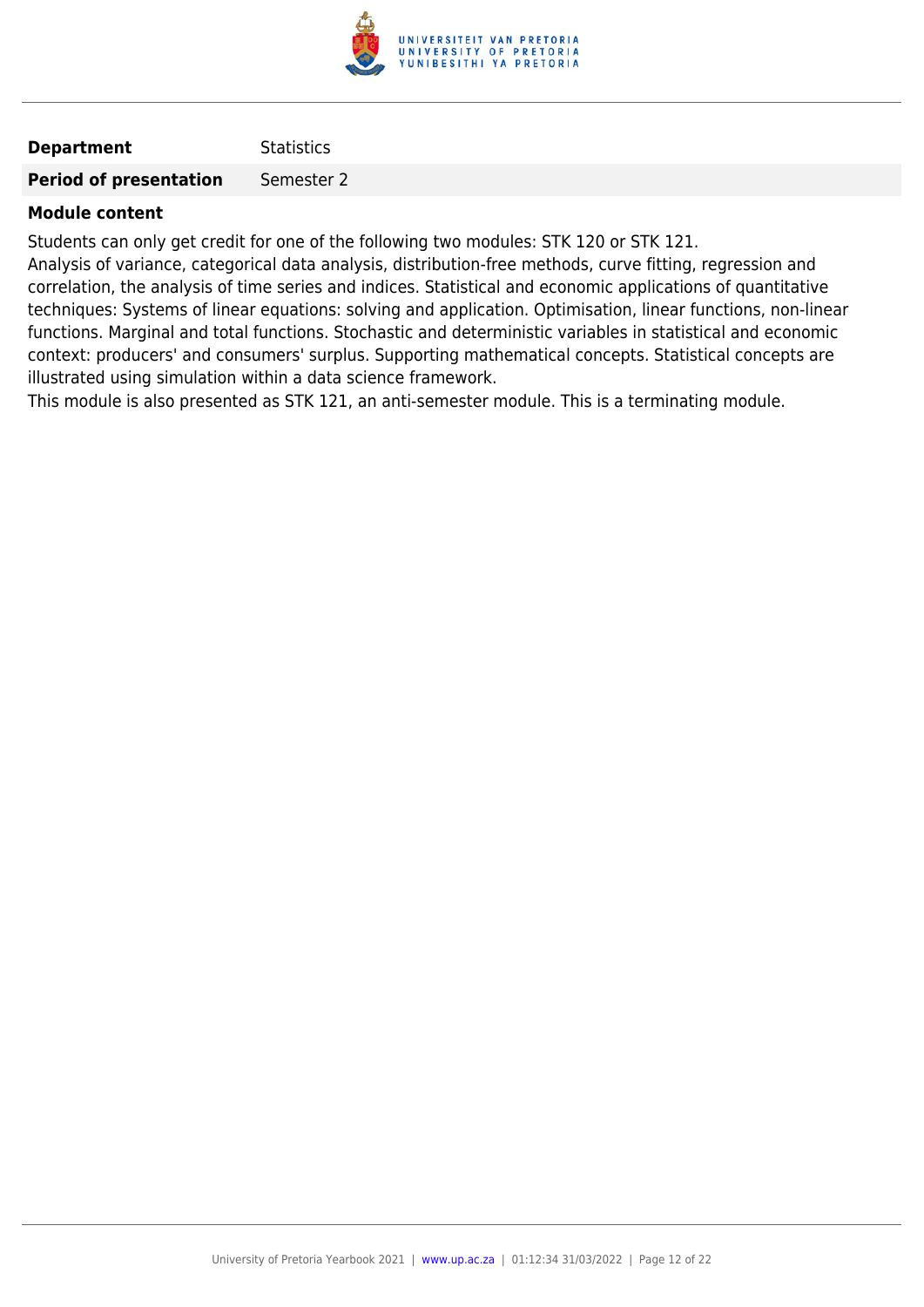| | |
|---|---|
| **Department** | Statistics |
| **Period of presentation** | Semester 2 |

**Module content**

Students can only get credit for one of the following two modules: STK 120 or STK 121.
Analysis of variance, categorical data analysis, distribution-free methods, curve fitting, regression and correlation, the analysis of time series and indices. Statistical and economic applications of quantitative techniques: Systems of linear equations: solving and application. Optimisation, linear functions, non-linear functions. Marginal and total functions. Stochastic and deterministic variables in statistical and economic context: producers' and consumers' surplus. Supporting mathematical concepts. Statistical concepts are illustrated using simulation within a data science framework.
This module is also presented as STK 121, an anti-semester module. This is a terminating module.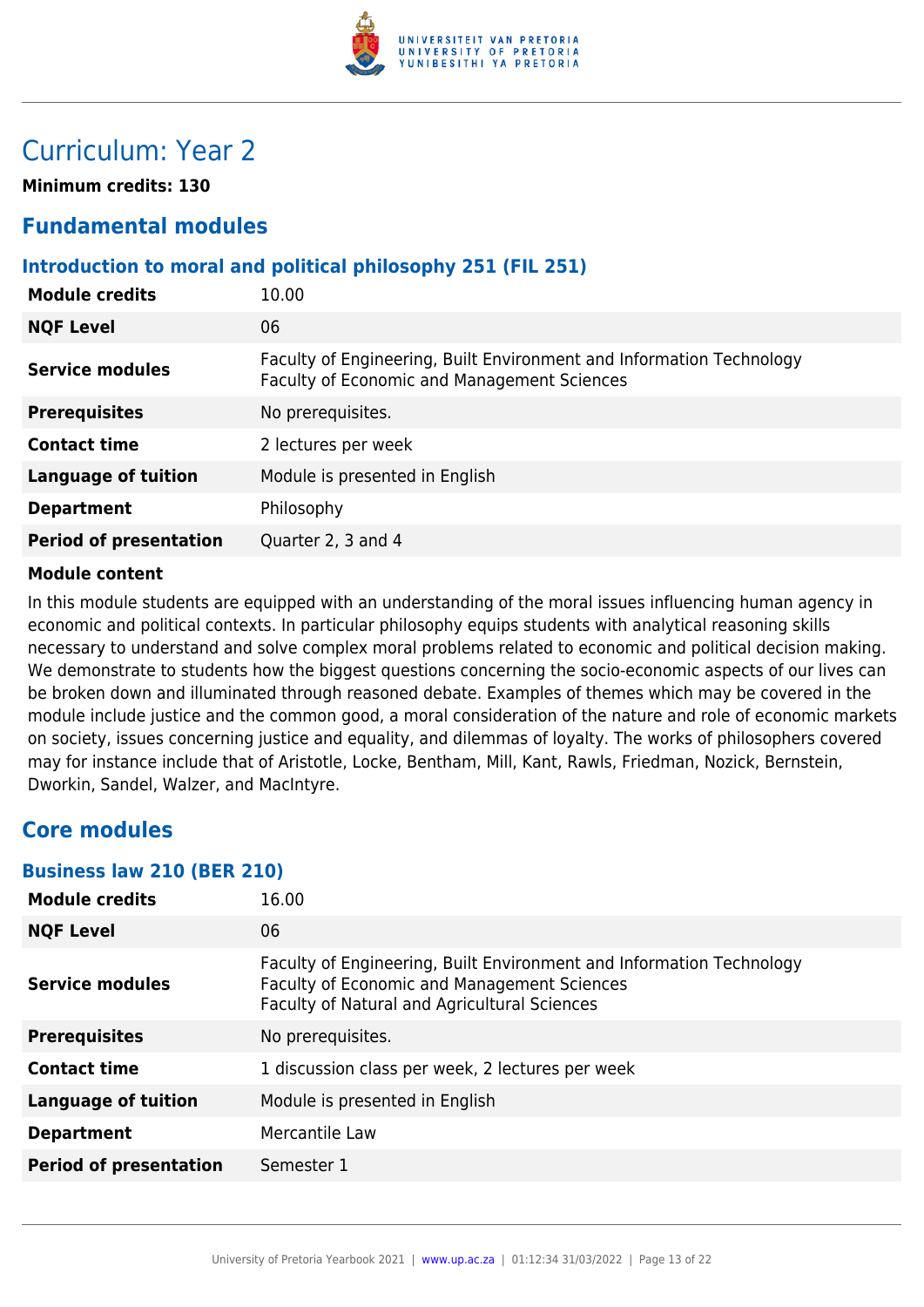# Curriculum: Year 2

**Minimum credits: 130**

## Fundamental modules

### Introduction to moral and political philosophy 251 (FIL 251)

| | |
|---|---|
| **Module credits** | 10.00 |
| **NQF Level** | 06 |
| **Service modules** | Faculty of Engineering, Built Environment and Information Technology<br>Faculty of Economic and Management Sciences |
| **Prerequisites** | No prerequisites. |
| **Contact time** | 2 lectures per week |
| **Language of tuition** | Module is presented in English |
| **Department** | Philosophy |
| **Period of presentation** | Quarter 2, 3 and 4 |

**Module content**

In this module students are equipped with an understanding of the moral issues influencing human agency in economic and political contexts. In particular philosophy equips students with analytical reasoning skills necessary to understand and solve complex moral problems related to economic and political decision making. We demonstrate to students how the biggest questions concerning the socio-economic aspects of our lives can be broken down and illuminated through reasoned debate. Examples of themes which may be covered in the module include justice and the common good, a moral consideration of the nature and role of economic markets on society, issues concerning justice and equality, and dilemmas of loyalty. The works of philosophers covered may for instance include that of Aristotle, Locke, Bentham, Mill, Kant, Rawls, Friedman, Nozick, Bernstein, Dworkin, Sandel, Walzer, and MacIntyre.

## Core modules

### Business law 210 (BER 210)

| | |
|---|---|
| **Module credits** | 16.00 |
| **NQF Level** | 06 |
| **Service modules** | Faculty of Engineering, Built Environment and Information Technology<br>Faculty of Economic and Management Sciences<br>Faculty of Natural and Agricultural Sciences |
| **Prerequisites** | No prerequisites. |
| **Contact time** | 1 discussion class per week, 2 lectures per week |
| **Language of tuition** | Module is presented in English |
| **Department** | Mercantile Law |
| **Period of presentation** | Semester 1 |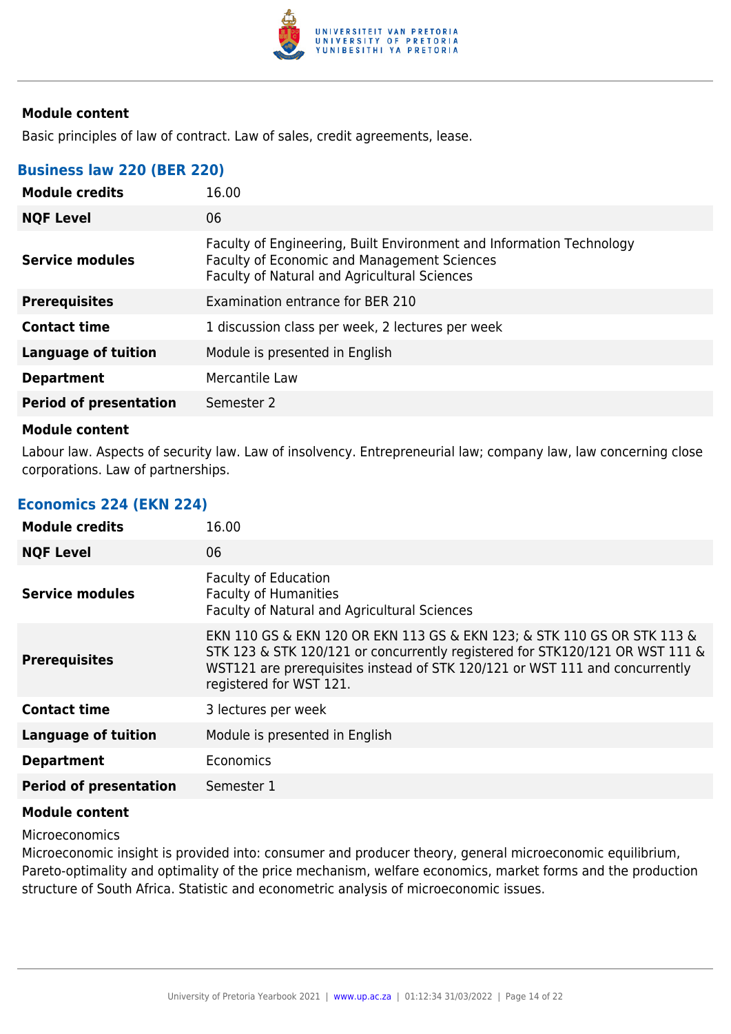### Module content

Basic principles of law of contract. Law of sales, credit agreements, lease.

## Business law 220 (BER 220)

| | |
|---|---|
| **Module credits** | 16.00 |
| **NQF Level** | 06 |
| **Service modules** | Faculty of Engineering, Built Environment and Information Technology<br>Faculty of Economic and Management Sciences<br>Faculty of Natural and Agricultural Sciences |
| **Prerequisites** | Examination entrance for BER 210 |
| **Contact time** | 1 discussion class per week, 2 lectures per week |
| **Language of tuition** | Module is presented in English |
| **Department** | Mercantile Law |
| **Period of presentation** | Semester 2 |

### Module content

Labour law. Aspects of security law. Law of insolvency. Entrepreneurial law; company law, law concerning close corporations. Law of partnerships.

## Economics 224 (EKN 224)

| | |
|---|---|
| **Module credits** | 16.00 |
| **NQF Level** | 06 |
| **Service modules** | Faculty of Education<br>Faculty of Humanities<br>Faculty of Natural and Agricultural Sciences |
| **Prerequisites** | EKN 110 GS & EKN 120 OR EKN 113 GS & EKN 123; & STK 110 GS OR STK 113 & STK 123 & STK 120/121 or concurrently registered for STK120/121 OR WST 111 & WST121 are prerequisites instead of STK 120/121 or WST 111 and concurrently registered for WST 121. |
| **Contact time** | 3 lectures per week |
| **Language of tuition** | Module is presented in English |
| **Department** | Economics |
| **Period of presentation** | Semester 1 |

### Module content

Microeconomics

Microeconomic insight is provided into: consumer and producer theory, general microeconomic equilibrium, Pareto-optimality and optimality of the price mechanism, welfare economics, market forms and the production structure of South Africa. Statistic and econometric analysis of microeconomic issues.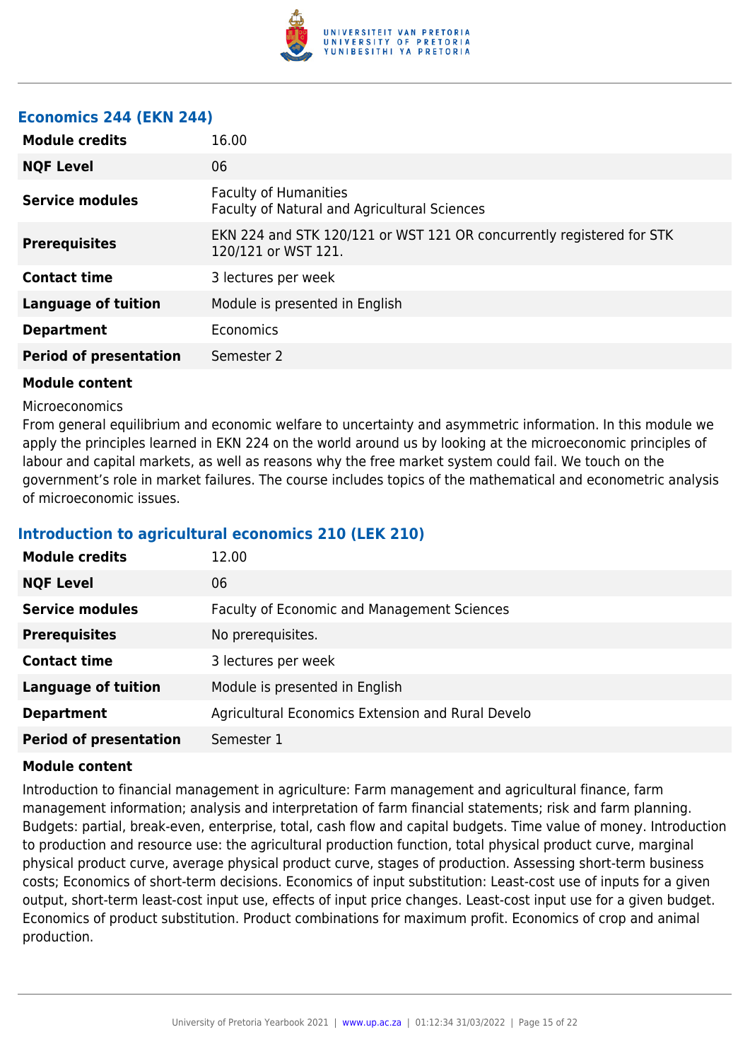### Economics 244 (EKN 244)

| | |
|---|---|
| **Module credits** | 16.00 |
| **NQF Level** | 06 |
| **Service modules** | Faculty of Humanities<br>Faculty of Natural and Agricultural Sciences |
| **Prerequisites** | EKN 224 and STK 120/121 or WST 121 OR concurrently registered for STK 120/121 or WST 121. |
| **Contact time** | 3 lectures per week |
| **Language of tuition** | Module is presented in English |
| **Department** | Economics |
| **Period of presentation** | Semester 2 |

**Module content**

Microeconomics

From general equilibrium and economic welfare to uncertainty and asymmetric information. In this module we apply the principles learned in EKN 224 on the world around us by looking at the microeconomic principles of labour and capital markets, as well as reasons why the free market system could fail. We touch on the government's role in market failures. The course includes topics of the mathematical and econometric analysis of microeconomic issues.

### Introduction to agricultural economics 210 (LEK 210)

| | |
|---|---|
| **Module credits** | 12.00 |
| **NQF Level** | 06 |
| **Service modules** | Faculty of Economic and Management Sciences |
| **Prerequisites** | No prerequisites. |
| **Contact time** | 3 lectures per week |
| **Language of tuition** | Module is presented in English |
| **Department** | Agricultural Economics Extension and Rural Develo |
| **Period of presentation** | Semester 1 |

**Module content**

Introduction to financial management in agriculture: Farm management and agricultural finance, farm management information; analysis and interpretation of farm financial statements; risk and farm planning. Budgets: partial, break-even, enterprise, total, cash flow and capital budgets. Time value of money. Introduction to production and resource use: the agricultural production function, total physical product curve, marginal physical product curve, average physical product curve, stages of production. Assessing short-term business costs; Economics of short-term decisions. Economics of input substitution: Least-cost use of inputs for a given output, short-term least-cost input use, effects of input price changes. Least-cost input use for a given budget. Economics of product substitution. Product combinations for maximum profit. Economics of crop and animal production.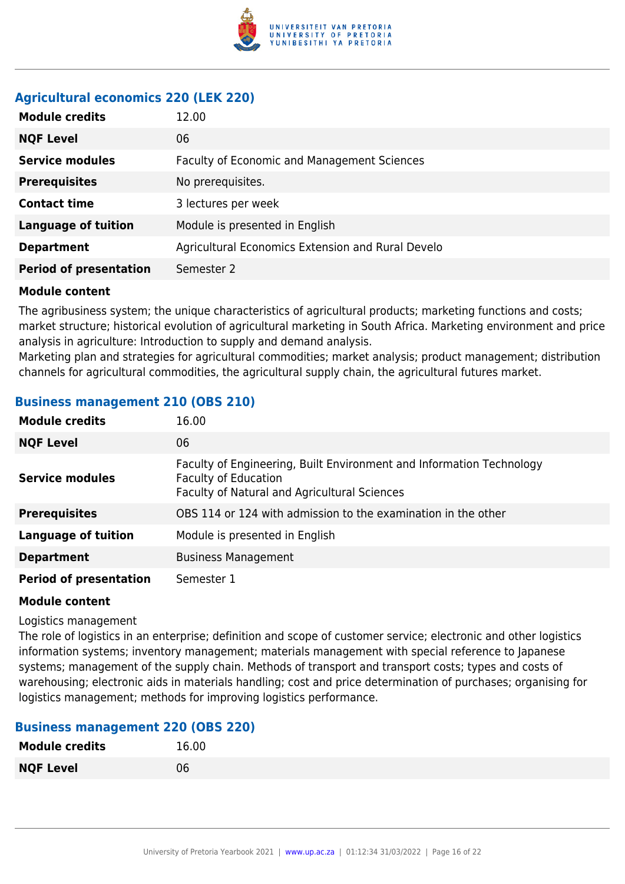### Agricultural economics 220 (LEK 220)

| | |
|---|---|
| **Module credits** | 12.00 |
| **NQF Level** | 06 |
| **Service modules** | Faculty of Economic and Management Sciences |
| **Prerequisites** | No prerequisites. |
| **Contact time** | 3 lectures per week |
| **Language of tuition** | Module is presented in English |
| **Department** | Agricultural Economics Extension and Rural Develo |
| **Period of presentation** | Semester 2 |

**Module content**

The agribusiness system; the unique characteristics of agricultural products; marketing functions and costs; market structure; historical evolution of agricultural marketing in South Africa. Marketing environment and price analysis in agriculture: Introduction to supply and demand analysis.
Marketing plan and strategies for agricultural commodities; market analysis; product management; distribution channels for agricultural commodities, the agricultural supply chain, the agricultural futures market.

### Business management 210 (OBS 210)

| | |
|---|---|
| **Module credits** | 16.00 |
| **NQF Level** | 06 |
| **Service modules** | Faculty of Engineering, Built Environment and Information Technology<br>Faculty of Education<br>Faculty of Natural and Agricultural Sciences |
| **Prerequisites** | OBS 114 or 124 with admission to the examination in the other |
| **Language of tuition** | Module is presented in English |
| **Department** | Business Management |
| **Period of presentation** | Semester 1 |

**Module content**

Logistics management
The role of logistics in an enterprise; definition and scope of customer service; electronic and other logistics information systems; inventory management; materials management with special reference to Japanese systems; management of the supply chain. Methods of transport and transport costs; types and costs of warehousing; electronic aids in materials handling; cost and price determination of purchases; organising for logistics management; methods for improving logistics performance.

### Business management 220 (OBS 220)

| | |
|---|---|
| **Module credits** | 16.00 |
| **NQF Level** | 06 |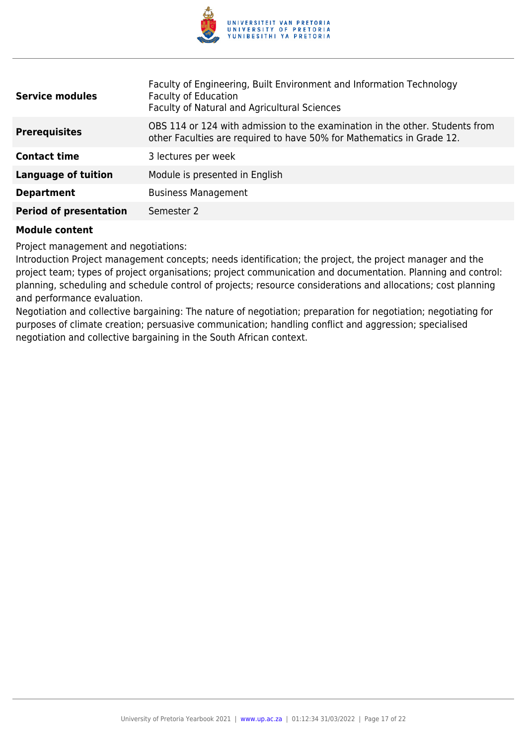| | |
|---|---|
| **Service modules** | Faculty of Engineering, Built Environment and Information Technology<br>Faculty of Education<br>Faculty of Natural and Agricultural Sciences |
| **Prerequisites** | OBS 114 or 124 with admission to the examination in the other. Students from other Faculties are required to have 50% for Mathematics in Grade 12. |
| **Contact time** | 3 lectures per week |
| **Language of tuition** | Module is presented in English |
| **Department** | Business Management |
| **Period of presentation** | Semester 2 |

**Module content**

Project management and negotiations:
Introduction Project management concepts; needs identification; the project, the project manager and the project team; types of project organisations; project communication and documentation. Planning and control: planning, scheduling and schedule control of projects; resource considerations and allocations; cost planning and performance evaluation.
Negotiation and collective bargaining: The nature of negotiation; preparation for negotiation; negotiating for purposes of climate creation; persuasive communication; handling conflict and aggression; specialised negotiation and collective bargaining in the South African context.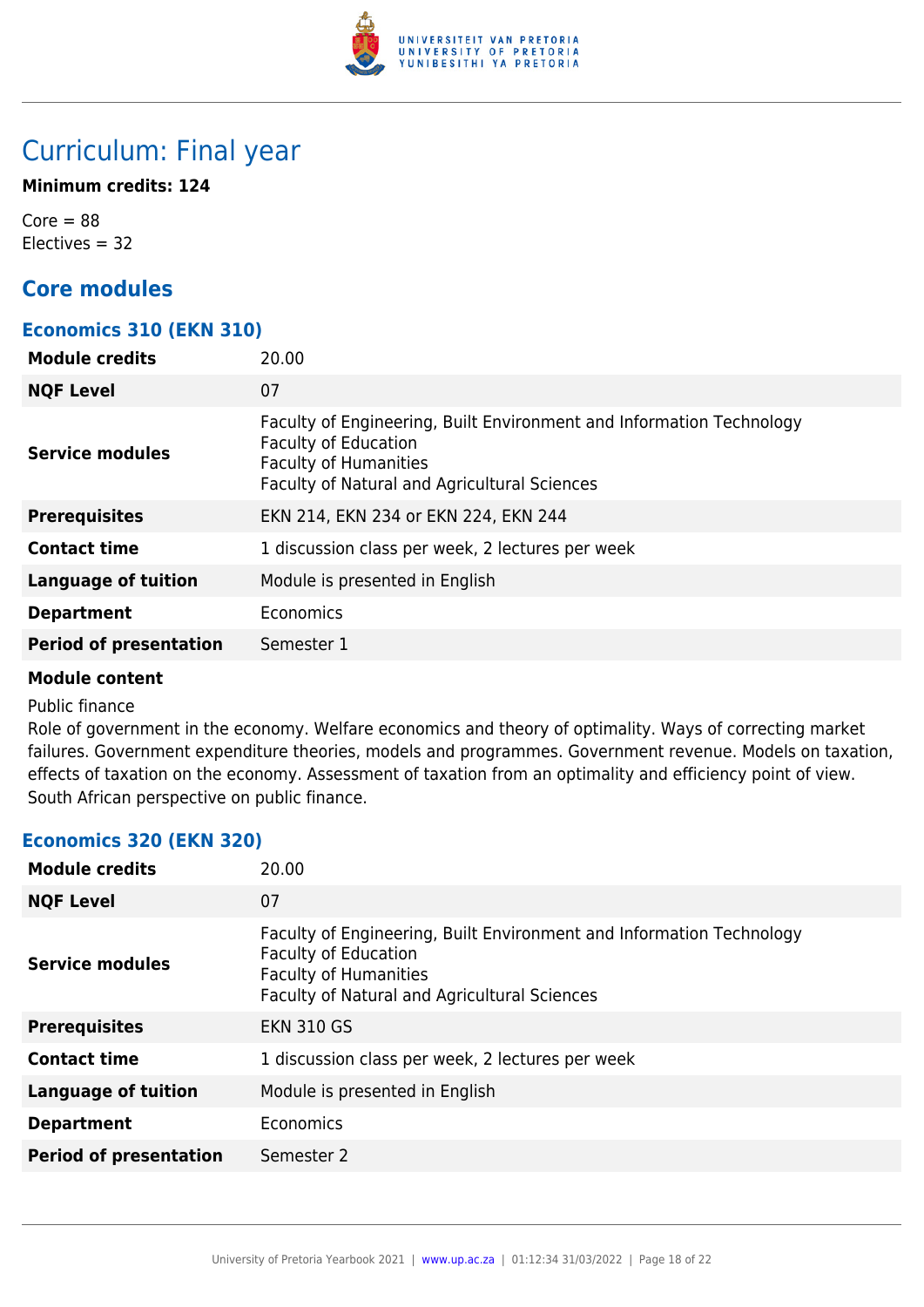# Curriculum: Final year

**Minimum credits: 124**

Core = 88
Electives = 32

## Core modules

### Economics 310 (EKN 310)

| | |
|---|---|
| **Module credits** | 20.00 |
| **NQF Level** | 07 |
| **Service modules** | Faculty of Engineering, Built Environment and Information Technology<br>Faculty of Education<br>Faculty of Humanities<br>Faculty of Natural and Agricultural Sciences |
| **Prerequisites** | EKN 214, EKN 234 or EKN 224, EKN 244 |
| **Contact time** | 1 discussion class per week, 2 lectures per week |
| **Language of tuition** | Module is presented in English |
| **Department** | Economics |
| **Period of presentation** | Semester 1 |

**Module content**

Public finance
Role of government in the economy. Welfare economics and theory of optimality. Ways of correcting market failures. Government expenditure theories, models and programmes. Government revenue. Models on taxation, effects of taxation on the economy. Assessment of taxation from an optimality and efficiency point of view. South African perspective on public finance.

### Economics 320 (EKN 320)

| | |
|---|---|
| **Module credits** | 20.00 |
| **NQF Level** | 07 |
| **Service modules** | Faculty of Engineering, Built Environment and Information Technology<br>Faculty of Education<br>Faculty of Humanities<br>Faculty of Natural and Agricultural Sciences |
| **Prerequisites** | EKN 310 GS |
| **Contact time** | 1 discussion class per week, 2 lectures per week |
| **Language of tuition** | Module is presented in English |
| **Department** | Economics |
| **Period of presentation** | Semester 2 |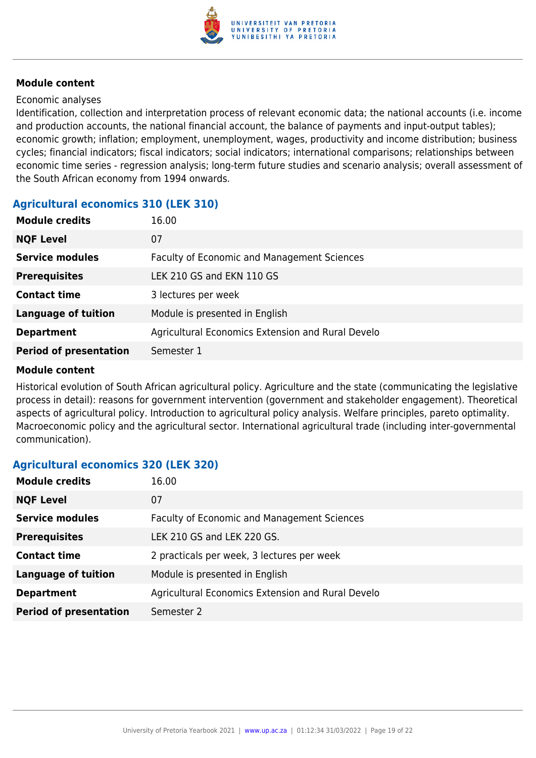**Module content**

Economic analyses
Identification, collection and interpretation process of relevant economic data; the national accounts (i.e. income and production accounts, the national financial account, the balance of payments and input-output tables); economic growth; inflation; employment, unemployment, wages, productivity and income distribution; business cycles; financial indicators; fiscal indicators; social indicators; international comparisons; relationships between economic time series - regression analysis; long-term future studies and scenario analysis; overall assessment of the South African economy from 1994 onwards.

### Agricultural economics 310 (LEK 310)

| | |
|---|---|
| **Module credits** | 16.00 |
| **NQF Level** | 07 |
| **Service modules** | Faculty of Economic and Management Sciences |
| **Prerequisites** | LEK 210 GS and EKN 110 GS |
| **Contact time** | 3 lectures per week |
| **Language of tuition** | Module is presented in English |
| **Department** | Agricultural Economics Extension and Rural Develo |
| **Period of presentation** | Semester 1 |

**Module content**

Historical evolution of South African agricultural policy. Agriculture and the state (communicating the legislative process in detail): reasons for government intervention (government and stakeholder engagement). Theoretical aspects of agricultural policy. Introduction to agricultural policy analysis. Welfare principles, pareto optimality. Macroeconomic policy and the agricultural sector. International agricultural trade (including inter-governmental communication).

### Agricultural economics 320 (LEK 320)

| | |
|---|---|
| **Module credits** | 16.00 |
| **NQF Level** | 07 |
| **Service modules** | Faculty of Economic and Management Sciences |
| **Prerequisites** | LEK 210 GS and LEK 220 GS. |
| **Contact time** | 2 practicals per week, 3 lectures per week |
| **Language of tuition** | Module is presented in English |
| **Department** | Agricultural Economics Extension and Rural Develo |
| **Period of presentation** | Semester 2 |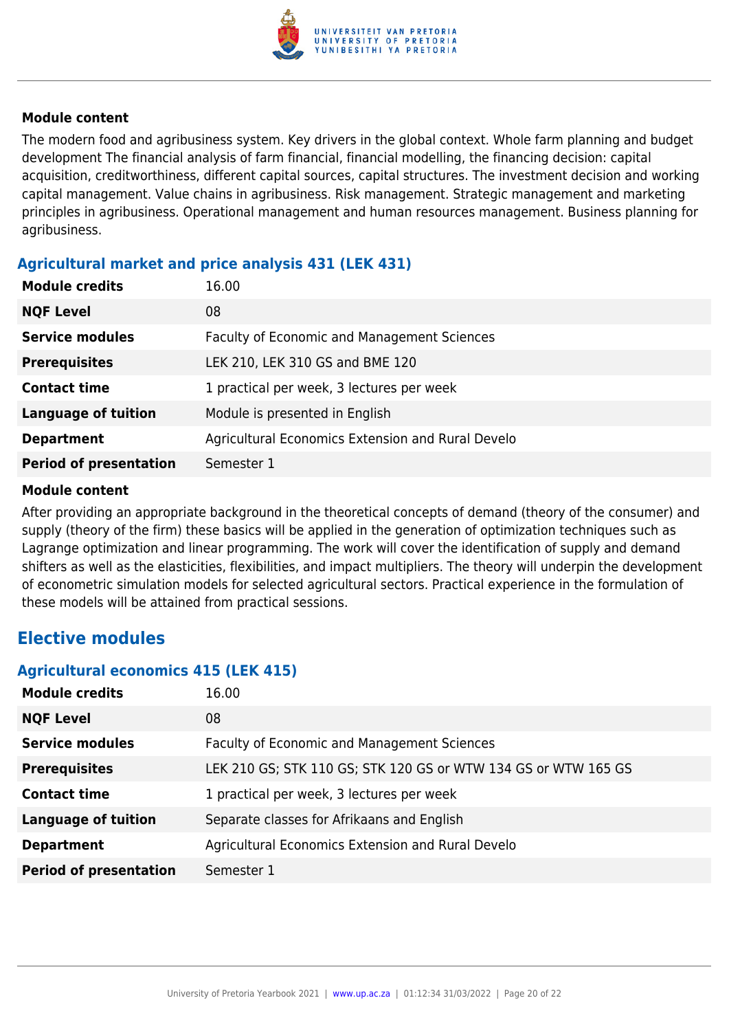**Module content**

The modern food and agribusiness system. Key drivers in the global context. Whole farm planning and budget development The financial analysis of farm financial, financial modelling, the financing decision: capital acquisition, creditworthiness, different capital sources, capital structures. The investment decision and working capital management. Value chains in agribusiness. Risk management. Strategic management and marketing principles in agribusiness. Operational management and human resources management. Business planning for agribusiness.

### Agricultural market and price analysis 431 (LEK 431)

| | |
|---|---|
| **Module credits** | 16.00 |
| **NQF Level** | 08 |
| **Service modules** | Faculty of Economic and Management Sciences |
| **Prerequisites** | LEK 210, LEK 310 GS and BME 120 |
| **Contact time** | 1 practical per week, 3 lectures per week |
| **Language of tuition** | Module is presented in English |
| **Department** | Agricultural Economics Extension and Rural Develo |
| **Period of presentation** | Semester 1 |

**Module content**

After providing an appropriate background in the theoretical concepts of demand (theory of the consumer) and supply (theory of the firm) these basics will be applied in the generation of optimization techniques such as Lagrange optimization and linear programming. The work will cover the identification of supply and demand shifters as well as the elasticities, flexibilities, and impact multipliers. The theory will underpin the development of econometric simulation models for selected agricultural sectors. Practical experience in the formulation of these models will be attained from practical sessions.

## Elective modules

### Agricultural economics 415 (LEK 415)

| | |
|---|---|
| **Module credits** | 16.00 |
| **NQF Level** | 08 |
| **Service modules** | Faculty of Economic and Management Sciences |
| **Prerequisites** | LEK 210 GS; STK 110 GS; STK 120 GS or WTW 134 GS or WTW 165 GS |
| **Contact time** | 1 practical per week, 3 lectures per week |
| **Language of tuition** | Separate classes for Afrikaans and English |
| **Department** | Agricultural Economics Extension and Rural Develo |
| **Period of presentation** | Semester 1 |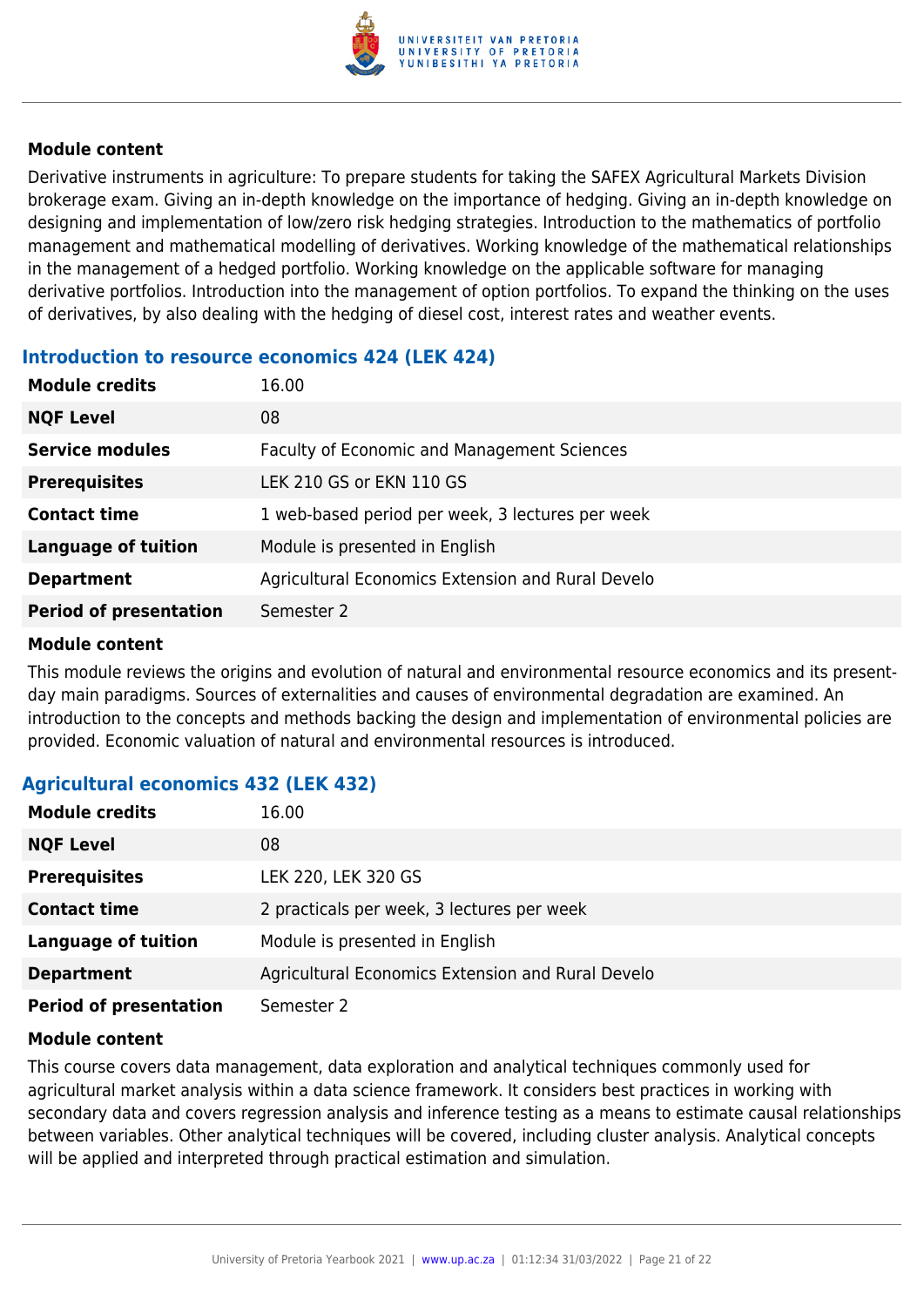**Module content**

Derivative instruments in agriculture: To prepare students for taking the SAFEX Agricultural Markets Division brokerage exam. Giving an in-depth knowledge on the importance of hedging. Giving an in-depth knowledge on designing and implementation of low/zero risk hedging strategies. Introduction to the mathematics of portfolio management and mathematical modelling of derivatives. Working knowledge of the mathematical relationships in the management of a hedged portfolio. Working knowledge on the applicable software for managing derivative portfolios. Introduction into the management of option portfolios. To expand the thinking on the uses of derivatives, by also dealing with the hedging of diesel cost, interest rates and weather events.

## Introduction to resource economics 424 (LEK 424)

| | |
|---|---|
| **Module credits** | 16.00 |
| **NQF Level** | 08 |
| **Service modules** | Faculty of Economic and Management Sciences |
| **Prerequisites** | LEK 210 GS or EKN 110 GS |
| **Contact time** | 1 web-based period per week, 3 lectures per week |
| **Language of tuition** | Module is presented in English |
| **Department** | Agricultural Economics Extension and Rural Develo |
| **Period of presentation** | Semester 2 |

**Module content**

This module reviews the origins and evolution of natural and environmental resource economics and its present-day main paradigms. Sources of externalities and causes of environmental degradation are examined. An introduction to the concepts and methods backing the design and implementation of environmental policies are provided. Economic valuation of natural and environmental resources is introduced.

## Agricultural economics 432 (LEK 432)

| | |
|---|---|
| **Module credits** | 16.00 |
| **NQF Level** | 08 |
| **Prerequisites** | LEK 220, LEK 320 GS |
| **Contact time** | 2 practicals per week, 3 lectures per week |
| **Language of tuition** | Module is presented in English |
| **Department** | Agricultural Economics Extension and Rural Develo |
| **Period of presentation** | Semester 2 |

**Module content**

This course covers data management, data exploration and analytical techniques commonly used for agricultural market analysis within a data science framework. It considers best practices in working with secondary data and covers regression analysis and inference testing as a means to estimate causal relationships between variables. Other analytical techniques will be covered, including cluster analysis. Analytical concepts will be applied and interpreted through practical estimation and simulation.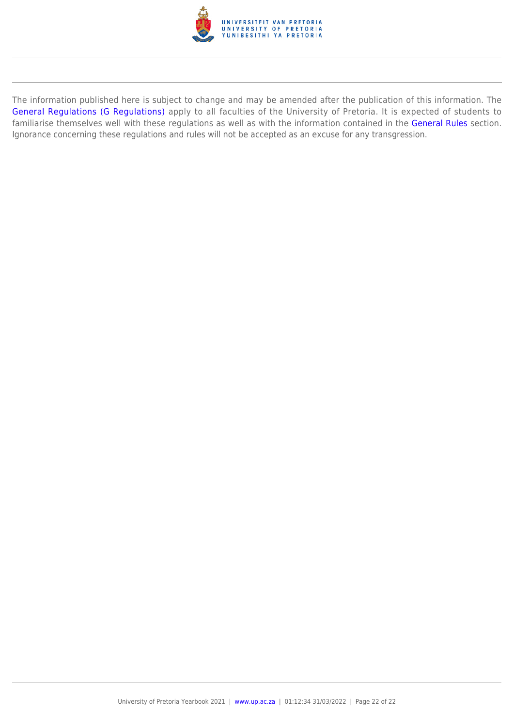The information published here is subject to change and may be amended after the publication of this information. The General Regulations (G Regulations) apply to all faculties of the University of Pretoria. It is expected of students to familiarise themselves well with these regulations as well as with the information contained in the General Rules section. Ignorance concerning these regulations and rules will not be accepted as an excuse for any transgression.